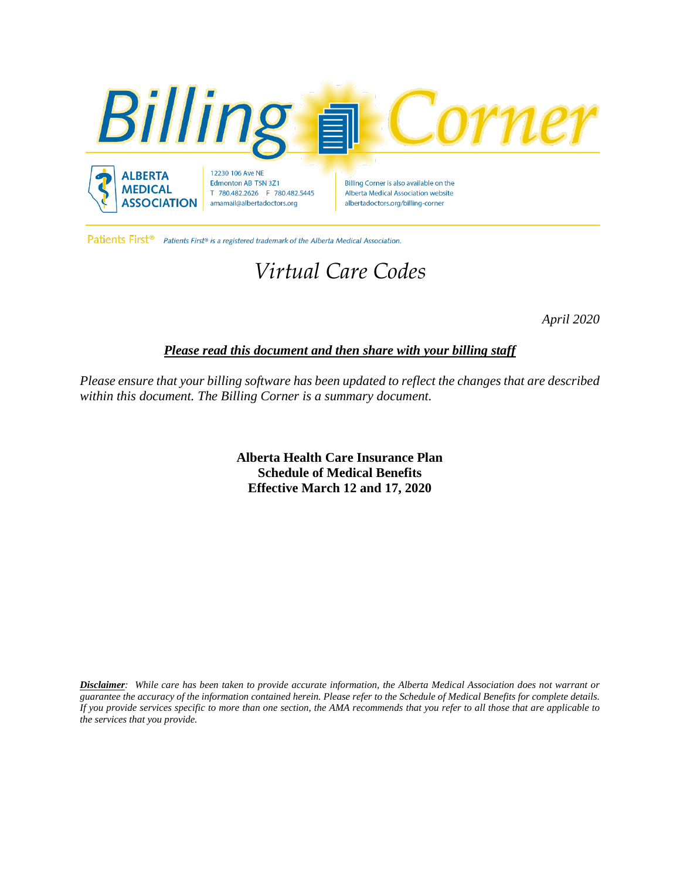# Billing Corner

**ALBERTA MEDICAL ASSOCIATION**

12230 106 Ave NE
Edmonton AB T5N 3Z1
T 780.482.2626 F 780.482.5445
amamail@albertadoctors.org

Billing Corner is also available on the Alberta Medical Association website albertadoctors.org/billing-corner

Patients First® *Patients First® is a registered trademark of the Alberta Medical Association.*

## *Virtual Care Codes*

*April 2020*

***Please read this document and then share with your billing staff***

*Please ensure that your billing software has been updated to reflect the changes that are described within this document. The Billing Corner is a summary document.*

**Alberta Health Care Insurance Plan**
**Schedule of Medical Benefits**
**Effective March 12 and 17, 2020**

***Disclaimer**: While care has been taken to provide accurate information, the Alberta Medical Association does not warrant or guarantee the accuracy of the information contained herein. Please refer to the Schedule of Medical Benefits for complete details. If you provide services specific to more than one section, the AMA recommends that you refer to all those that are applicable to the services that you provide.*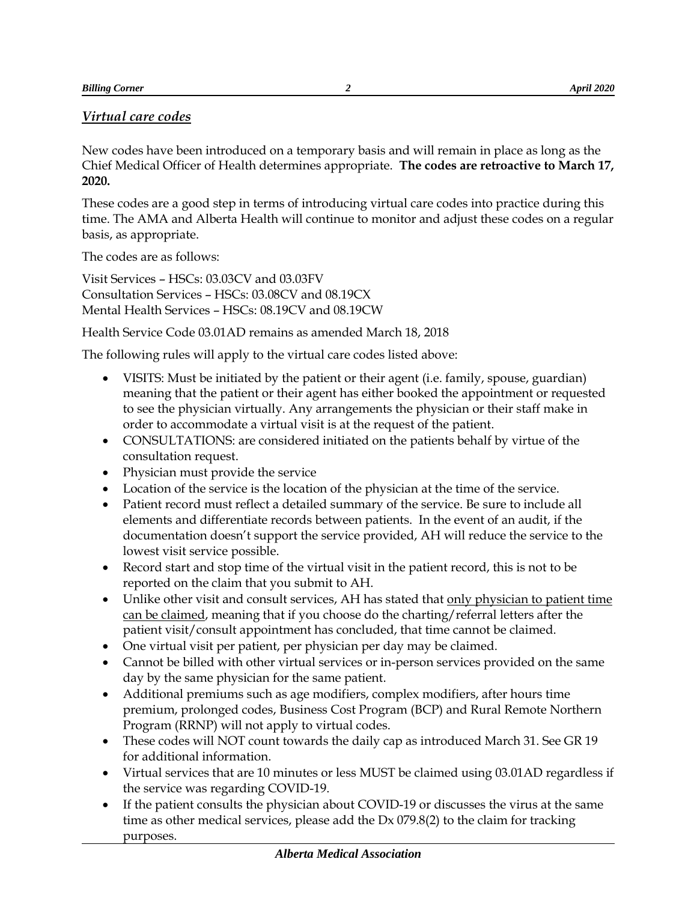## *Virtual care codes*

New codes have been introduced on a temporary basis and will remain in place as long as the Chief Medical Officer of Health determines appropriate. **The codes are retroactive to March 17, 2020.**

These codes are a good step in terms of introducing virtual care codes into practice during this time. The AMA and Alberta Health will continue to monitor and adjust these codes on a regular basis, as appropriate.

The codes are as follows:

Visit Services – HSCs: 03.03CV and 03.03FV
Consultation Services – HSCs: 03.08CV and 08.19CX
Mental Health Services – HSCs: 08.19CV and 08.19CW

Health Service Code 03.01AD remains as amended March 18, 2018

The following rules will apply to the virtual care codes listed above:

- VISITS: Must be initiated by the patient or their agent (i.e. family, spouse, guardian) meaning that the patient or their agent has either booked the appointment or requested to see the physician virtually. Any arrangements the physician or their staff make in order to accommodate a virtual visit is at the request of the patient.
- CONSULTATIONS: are considered initiated on the patients behalf by virtue of the consultation request.
- Physician must provide the service
- Location of the service is the location of the physician at the time of the service.
- Patient record must reflect a detailed summary of the service. Be sure to include all elements and differentiate records between patients. In the event of an audit, if the documentation doesn't support the service provided, AH will reduce the service to the lowest visit service possible.
- Record start and stop time of the virtual visit in the patient record, this is not to be reported on the claim that you submit to AH.
- Unlike other visit and consult services, AH has stated that <u>only physician to patient time can be claimed</u>, meaning that if you choose do the charting/referral letters after the patient visit/consult appointment has concluded, that time cannot be claimed.
- One virtual visit per patient, per physician per day may be claimed.
- Cannot be billed with other virtual services or in-person services provided on the same day by the same physician for the same patient.
- Additional premiums such as age modifiers, complex modifiers, after hours time premium, prolonged codes, Business Cost Program (BCP) and Rural Remote Northern Program (RRNP) will not apply to virtual codes.
- These codes will NOT count towards the daily cap as introduced March 31. See GR 19 for additional information.
- Virtual services that are 10 minutes or less MUST be claimed using 03.01AD regardless if the service was regarding COVID-19.
- If the patient consults the physician about COVID-19 or discusses the virus at the same time as other medical services, please add the Dx 079.8(2) to the claim for tracking purposes.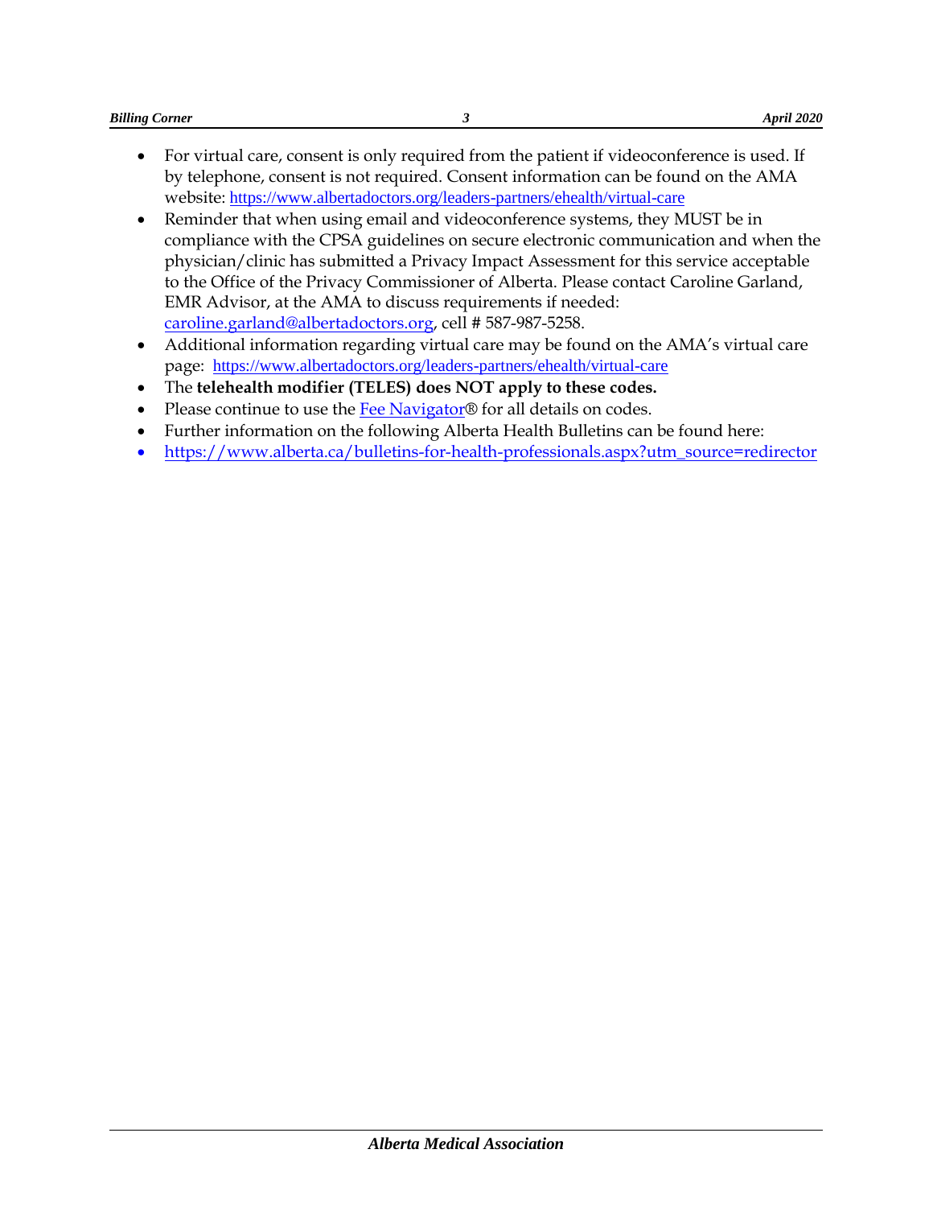- For virtual care, consent is only required from the patient if videoconference is used. If by telephone, consent is not required. Consent information can be found on the AMA website: https://www.albertadoctors.org/leaders-partners/ehealth/virtual-care
- Reminder that when using email and videoconference systems, they MUST be in compliance with the CPSA guidelines on secure electronic communication and when the physician/clinic has submitted a Privacy Impact Assessment for this service acceptable to the Office of the Privacy Commissioner of Alberta. Please contact Caroline Garland, EMR Advisor, at the AMA to discuss requirements if needed: caroline.garland@albertadoctors.org, cell # 587-987-5258.
- Additional information regarding virtual care may be found on the AMA's virtual care page: https://www.albertadoctors.org/leaders-partners/ehealth/virtual-care
- The **telehealth modifier (TELES) does NOT apply to these codes.**
- Please continue to use the Fee Navigator® for all details on codes.
- Further information on the following Alberta Health Bulletins can be found here:
- https://www.alberta.ca/bulletins-for-health-professionals.aspx?utm_source=redirector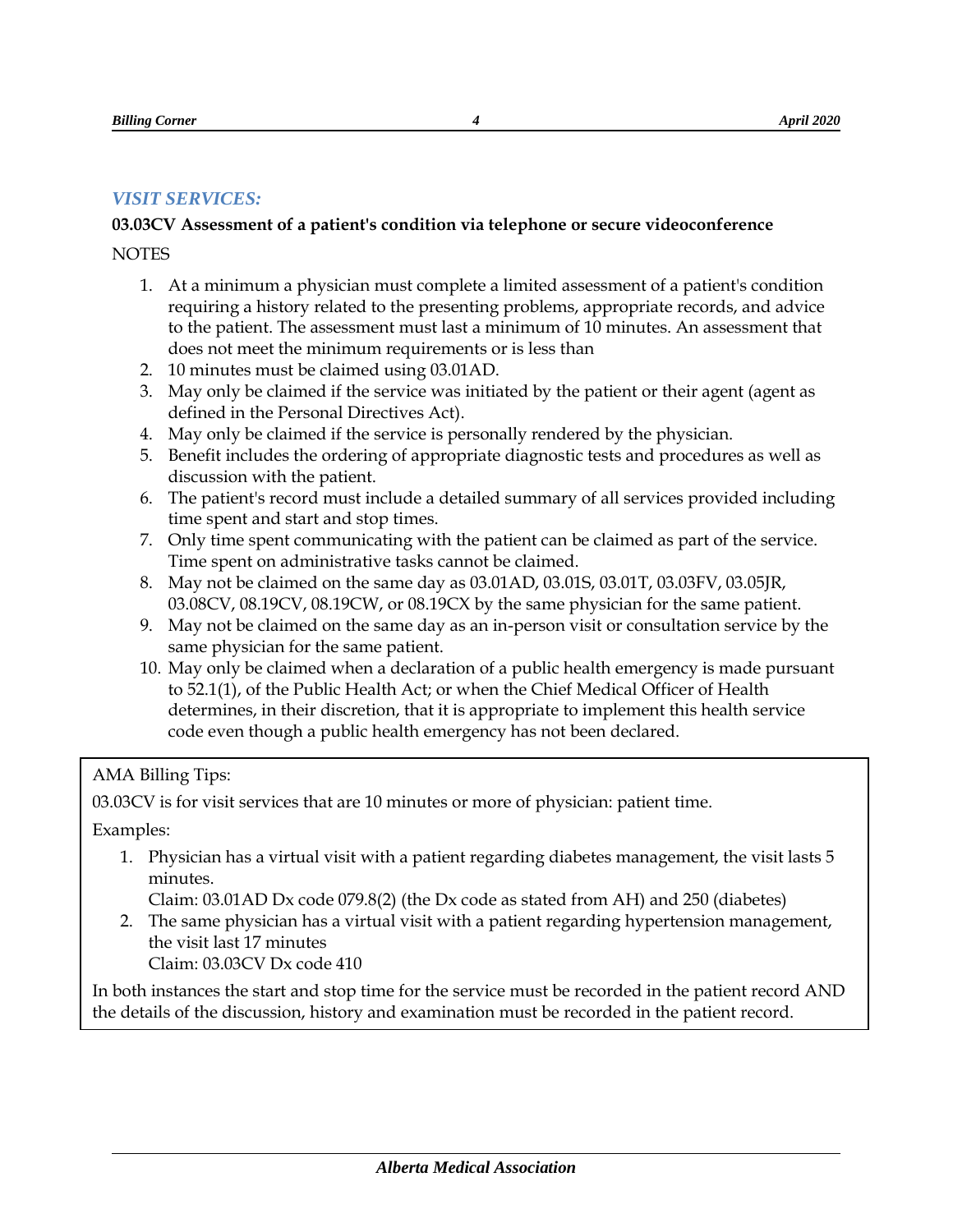## *VISIT SERVICES:*

**03.03CV Assessment of a patient's condition via telephone or secure videoconference**

NOTES

1. At a minimum a physician must complete a limited assessment of a patient's condition requiring a history related to the presenting problems, appropriate records, and advice to the patient. The assessment must last a minimum of 10 minutes. An assessment that does not meet the minimum requirements or is less than
2. 10 minutes must be claimed using 03.01AD.
3. May only be claimed if the service was initiated by the patient or their agent (agent as defined in the Personal Directives Act).
4. May only be claimed if the service is personally rendered by the physician.
5. Benefit includes the ordering of appropriate diagnostic tests and procedures as well as discussion with the patient.
6. The patient's record must include a detailed summary of all services provided including time spent and start and stop times.
7. Only time spent communicating with the patient can be claimed as part of the service. Time spent on administrative tasks cannot be claimed.
8. May not be claimed on the same day as 03.01AD, 03.01S, 03.01T, 03.03FV, 03.05JR, 03.08CV, 08.19CV, 08.19CW, or 08.19CX by the same physician for the same patient.
9. May not be claimed on the same day as an in-person visit or consultation service by the same physician for the same patient.
10. May only be claimed when a declaration of a public health emergency is made pursuant to 52.1(1), of the Public Health Act; or when the Chief Medical Officer of Health determines, in their discretion, that it is appropriate to implement this health service code even though a public health emergency has not been declared.

---

AMA Billing Tips:

03.03CV is for visit services that are 10 minutes or more of physician: patient time.

Examples:

1. Physician has a virtual visit with a patient regarding diabetes management, the visit lasts 5 minutes.
   Claim: 03.01AD Dx code 079.8(2) (the Dx code as stated from AH) and 250 (diabetes)
2. The same physician has a virtual visit with a patient regarding hypertension management, the visit last 17 minutes
   Claim: 03.03CV Dx code 410

In both instances the start and stop time for the service must be recorded in the patient record AND the details of the discussion, history and examination must be recorded in the patient record.

---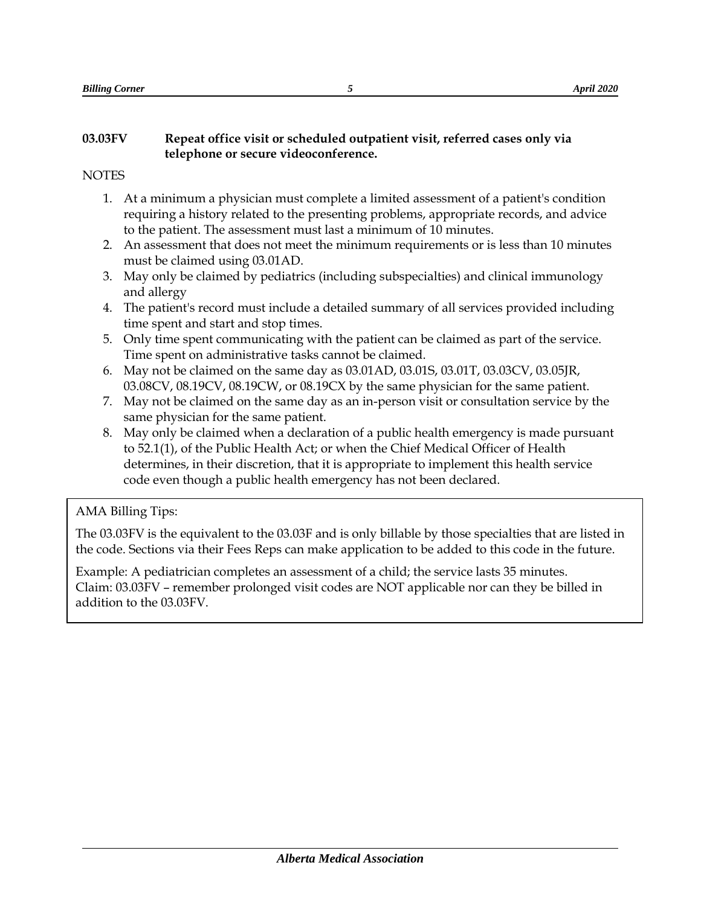**03.03FV Repeat office visit or scheduled outpatient visit, referred cases only via telephone or secure videoconference.**

NOTES

1. At a minimum a physician must complete a limited assessment of a patient's condition requiring a history related to the presenting problems, appropriate records, and advice to the patient. The assessment must last a minimum of 10 minutes.
2. An assessment that does not meet the minimum requirements or is less than 10 minutes must be claimed using 03.01AD.
3. May only be claimed by pediatrics (including subspecialties) and clinical immunology and allergy
4. The patient's record must include a detailed summary of all services provided including time spent and start and stop times.
5. Only time spent communicating with the patient can be claimed as part of the service. Time spent on administrative tasks cannot be claimed.
6. May not be claimed on the same day as 03.01AD, 03.01S, 03.01T, 03.03CV, 03.05JR, 03.08CV, 08.19CV, 08.19CW, or 08.19CX by the same physician for the same patient.
7. May not be claimed on the same day as an in-person visit or consultation service by the same physician for the same patient.
8. May only be claimed when a declaration of a public health emergency is made pursuant to 52.1(1), of the Public Health Act; or when the Chief Medical Officer of Health determines, in their discretion, that it is appropriate to implement this health service code even though a public health emergency has not been declared.

AMA Billing Tips:

The 03.03FV is the equivalent to the 03.03F and is only billable by those specialties that are listed in the code. Sections via their Fees Reps can make application to be added to this code in the future.

Example: A pediatrician completes an assessment of a child; the service lasts 35 minutes.
Claim: 03.03FV – remember prolonged visit codes are NOT applicable nor can they be billed in addition to the 03.03FV.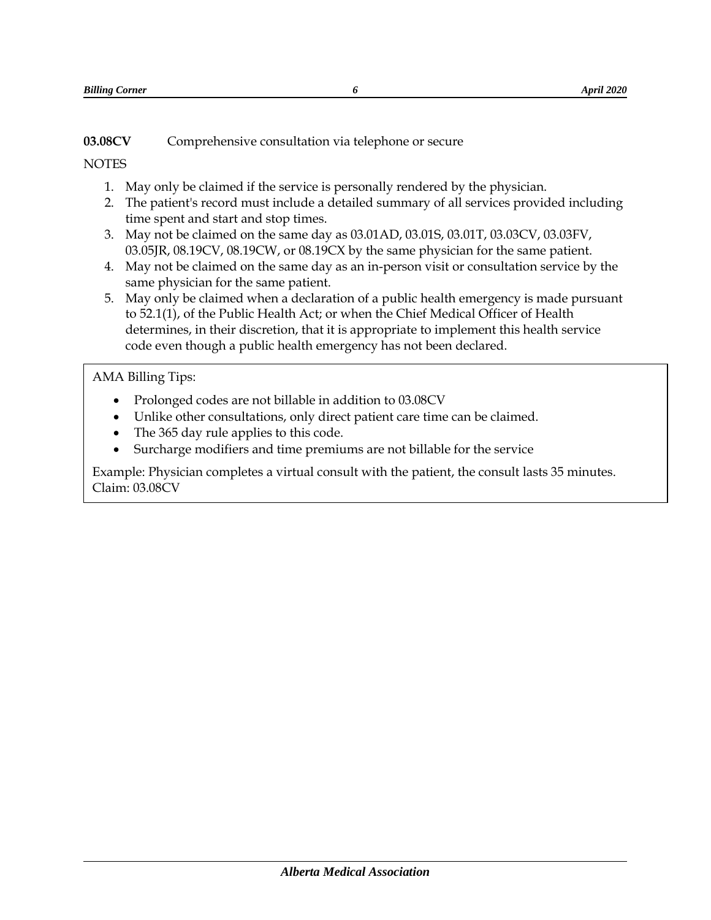**03.08CV** Comprehensive consultation via telephone or secure

NOTES

1. May only be claimed if the service is personally rendered by the physician.
2. The patient's record must include a detailed summary of all services provided including time spent and start and stop times.
3. May not be claimed on the same day as 03.01AD, 03.01S, 03.01T, 03.03CV, 03.03FV, 03.05JR, 08.19CV, 08.19CW, or 08.19CX by the same physician for the same patient.
4. May not be claimed on the same day as an in-person visit or consultation service by the same physician for the same patient.
5. May only be claimed when a declaration of a public health emergency is made pursuant to 52.1(1), of the Public Health Act; or when the Chief Medical Officer of Health determines, in their discretion, that it is appropriate to implement this health service code even though a public health emergency has not been declared.

AMA Billing Tips:

- Prolonged codes are not billable in addition to 03.08CV
- Unlike other consultations, only direct patient care time can be claimed.
- The 365 day rule applies to this code.
- Surcharge modifiers and time premiums are not billable for the service

Example: Physician completes a virtual consult with the patient, the consult lasts 35 minutes.
Claim: 03.08CV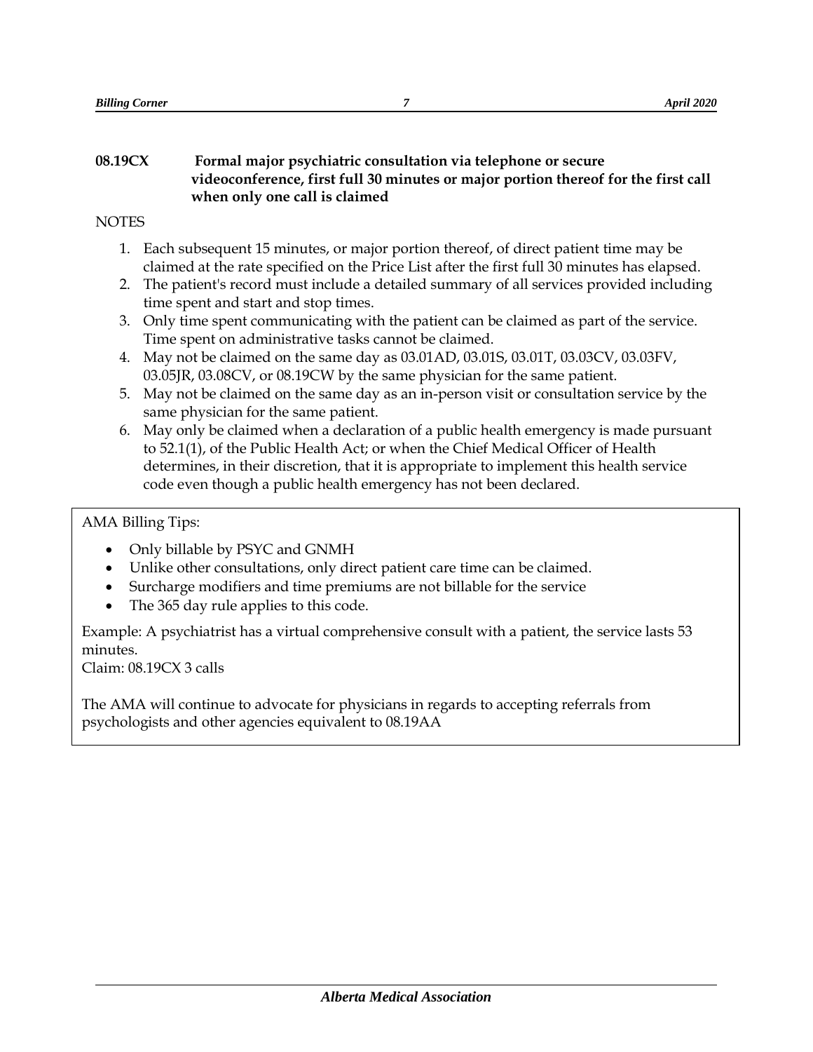**08.19CX Formal major psychiatric consultation via telephone or secure videoconference, first full 30 minutes or major portion thereof for the first call when only one call is claimed**

NOTES

1. Each subsequent 15 minutes, or major portion thereof, of direct patient time may be claimed at the rate specified on the Price List after the first full 30 minutes has elapsed.
2. The patient's record must include a detailed summary of all services provided including time spent and start and stop times.
3. Only time spent communicating with the patient can be claimed as part of the service. Time spent on administrative tasks cannot be claimed.
4. May not be claimed on the same day as 03.01AD, 03.01S, 03.01T, 03.03CV, 03.03FV, 03.05JR, 03.08CV, or 08.19CW by the same physician for the same patient.
5. May not be claimed on the same day as an in-person visit or consultation service by the same physician for the same patient.
6. May only be claimed when a declaration of a public health emergency is made pursuant to 52.1(1), of the Public Health Act; or when the Chief Medical Officer of Health determines, in their discretion, that it is appropriate to implement this health service code even though a public health emergency has not been declared.

AMA Billing Tips:

- Only billable by PSYC and GNMH
- Unlike other consultations, only direct patient care time can be claimed.
- Surcharge modifiers and time premiums are not billable for the service
- The 365 day rule applies to this code.

Example: A psychiatrist has a virtual comprehensive consult with a patient, the service lasts 53 minutes.
Claim: 08.19CX 3 calls

The AMA will continue to advocate for physicians in regards to accepting referrals from psychologists and other agencies equivalent to 08.19AA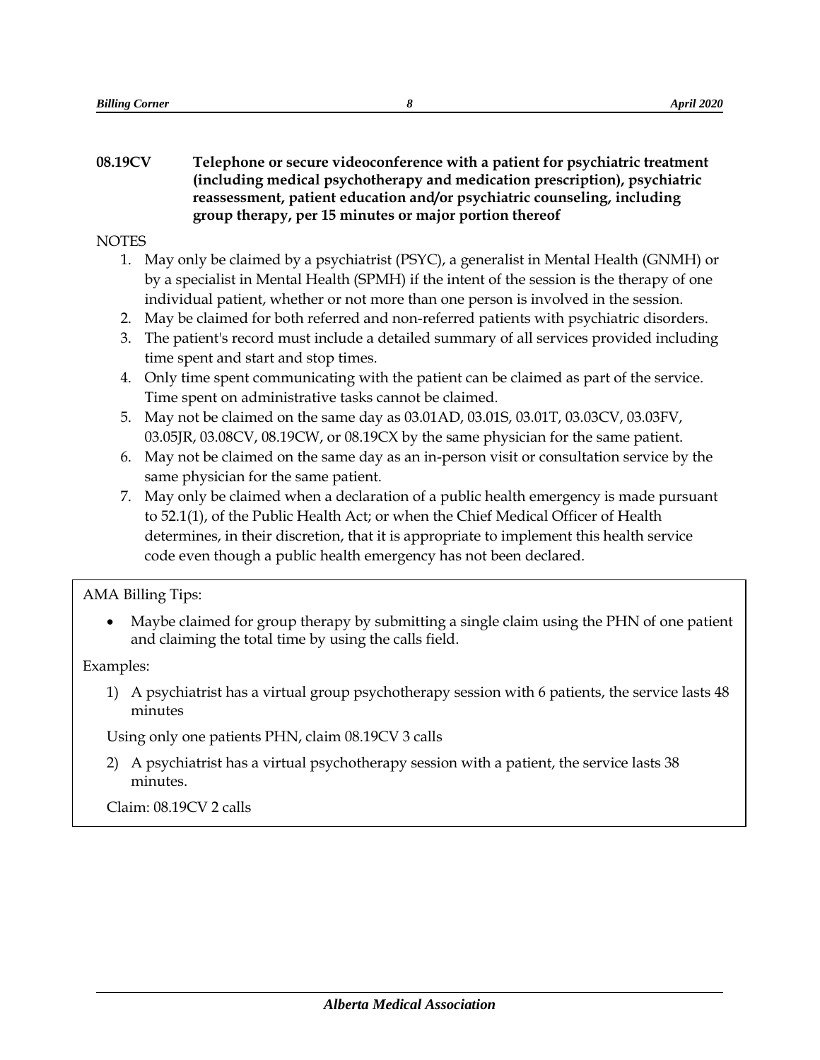**08.19CV Telephone or secure videoconference with a patient for psychiatric treatment (including medical psychotherapy and medication prescription), psychiatric reassessment, patient education and/or psychiatric counseling, including group therapy, per 15 minutes or major portion thereof**

NOTES

1. May only be claimed by a psychiatrist (PSYC), a generalist in Mental Health (GNMH) or by a specialist in Mental Health (SPMH) if the intent of the session is the therapy of one individual patient, whether or not more than one person is involved in the session.
2. May be claimed for both referred and non-referred patients with psychiatric disorders.
3. The patient's record must include a detailed summary of all services provided including time spent and start and stop times.
4. Only time spent communicating with the patient can be claimed as part of the service. Time spent on administrative tasks cannot be claimed.
5. May not be claimed on the same day as 03.01AD, 03.01S, 03.01T, 03.03CV, 03.03FV, 03.05JR, 03.08CV, 08.19CW, or 08.19CX by the same physician for the same patient.
6. May not be claimed on the same day as an in-person visit or consultation service by the same physician for the same patient.
7. May only be claimed when a declaration of a public health emergency is made pursuant to 52.1(1), of the Public Health Act; or when the Chief Medical Officer of Health determines, in their discretion, that it is appropriate to implement this health service code even though a public health emergency has not been declared.

AMA Billing Tips:

- Maybe claimed for group therapy by submitting a single claim using the PHN of one patient and claiming the total time by using the calls field.

Examples:

1) A psychiatrist has a virtual group psychotherapy session with 6 patients, the service lasts 48 minutes

Using only one patients PHN, claim 08.19CV 3 calls

2) A psychiatrist has a virtual psychotherapy session with a patient, the service lasts 38 minutes.

Claim: 08.19CV 2 calls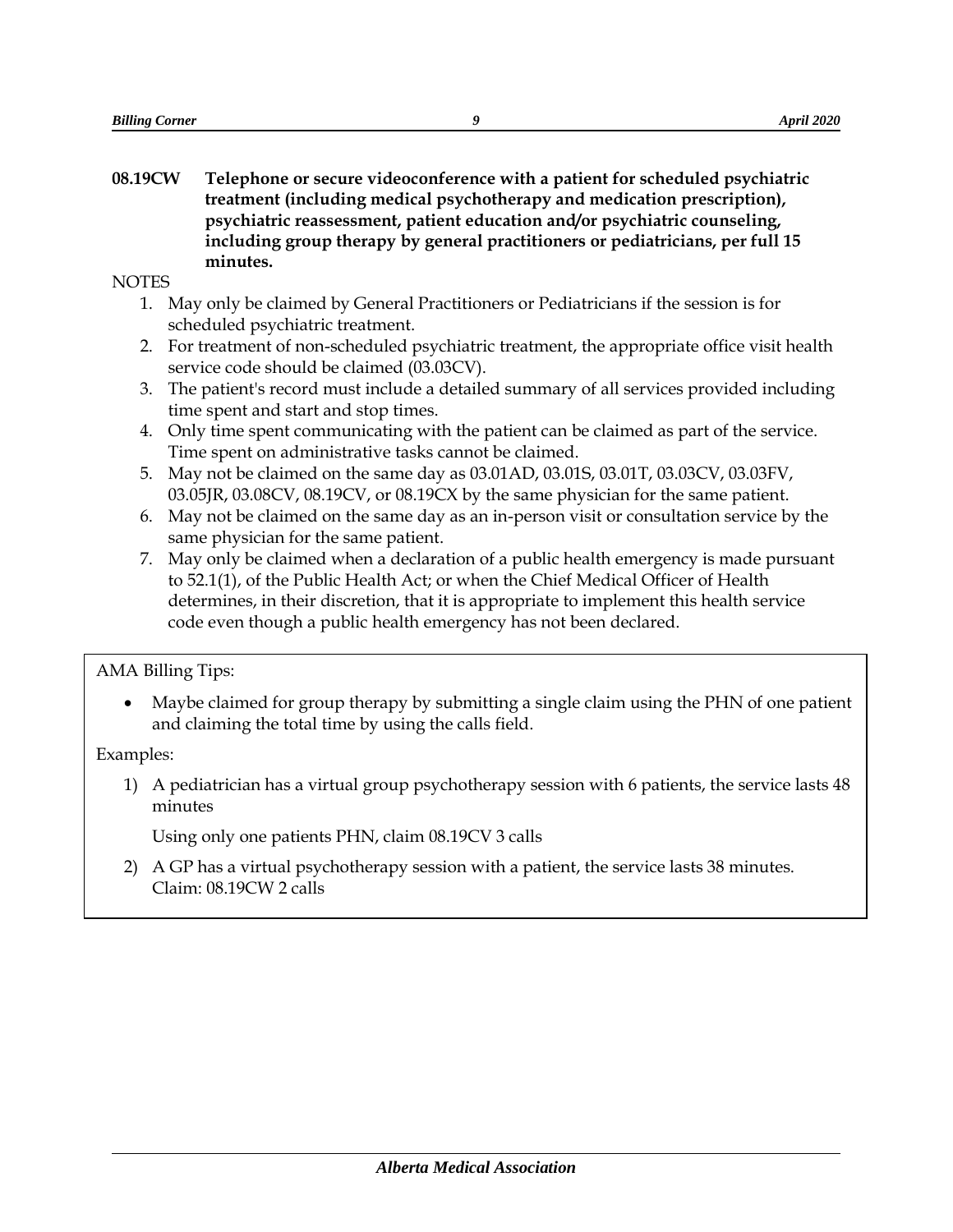**08.19CW Telephone or secure videoconference with a patient for scheduled psychiatric treatment (including medical psychotherapy and medication prescription), psychiatric reassessment, patient education and/or psychiatric counseling, including group therapy by general practitioners or pediatricians, per full 15 minutes.**

NOTES

1. May only be claimed by General Practitioners or Pediatricians if the session is for scheduled psychiatric treatment.
2. For treatment of non-scheduled psychiatric treatment, the appropriate office visit health service code should be claimed (03.03CV).
3. The patient's record must include a detailed summary of all services provided including time spent and start and stop times.
4. Only time spent communicating with the patient can be claimed as part of the service. Time spent on administrative tasks cannot be claimed.
5. May not be claimed on the same day as 03.01AD, 03.01S, 03.01T, 03.03CV, 03.03FV, 03.05JR, 03.08CV, 08.19CV, or 08.19CX by the same physician for the same patient.
6. May not be claimed on the same day as an in-person visit or consultation service by the same physician for the same patient.
7. May only be claimed when a declaration of a public health emergency is made pursuant to 52.1(1), of the Public Health Act; or when the Chief Medical Officer of Health determines, in their discretion, that it is appropriate to implement this health service code even though a public health emergency has not been declared.

AMA Billing Tips:

- Maybe claimed for group therapy by submitting a single claim using the PHN of one patient and claiming the total time by using the calls field.

Examples:

1) A pediatrician has a virtual group psychotherapy session with 6 patients, the service lasts 48 minutes

   Using only one patients PHN, claim 08.19CV 3 calls

2) A GP has a virtual psychotherapy session with a patient, the service lasts 38 minutes.
   Claim: 08.19CW 2 calls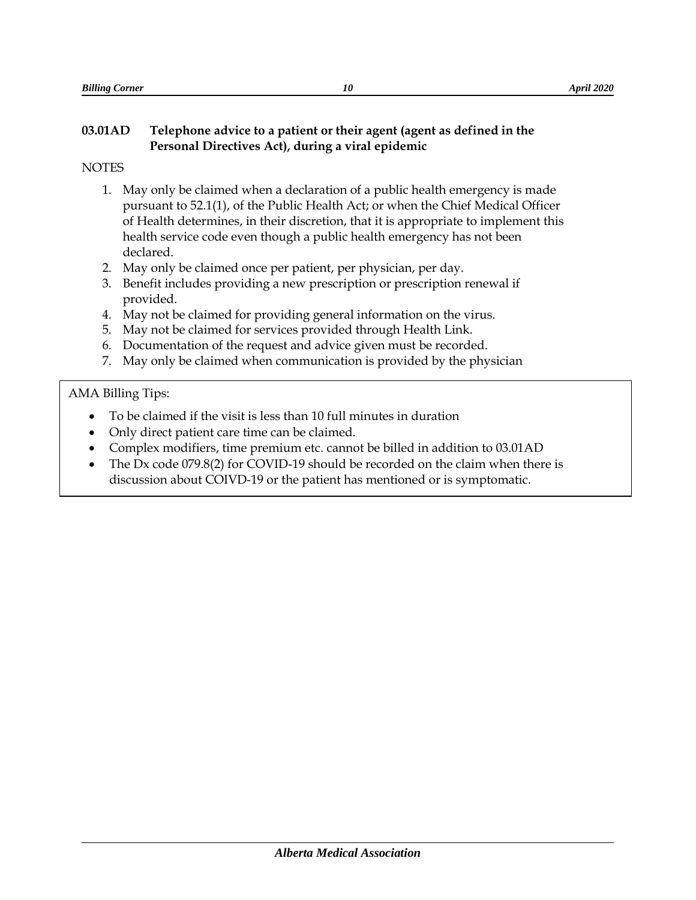**03.01AD Telephone advice to a patient or their agent (agent as defined in the Personal Directives Act), during a viral epidemic**

NOTES

1. May only be claimed when a declaration of a public health emergency is made pursuant to 52.1(1), of the Public Health Act; or when the Chief Medical Officer of Health determines, in their discretion, that it is appropriate to implement this health service code even though a public health emergency has not been declared.
2. May only be claimed once per patient, per physician, per day.
3. Benefit includes providing a new prescription or prescription renewal if provided.
4. May not be claimed for providing general information on the virus.
5. May not be claimed for services provided through Health Link.
6. Documentation of the request and advice given must be recorded.
7. May only be claimed when communication is provided by the physician

AMA Billing Tips:

- To be claimed if the visit is less than 10 full minutes in duration
- Only direct patient care time can be claimed.
- Complex modifiers, time premium etc. cannot be billed in addition to 03.01AD
- The Dx code 079.8(2) for COVID-19 should be recorded on the claim when there is discussion about COIVD-19 or the patient has mentioned or is symptomatic.